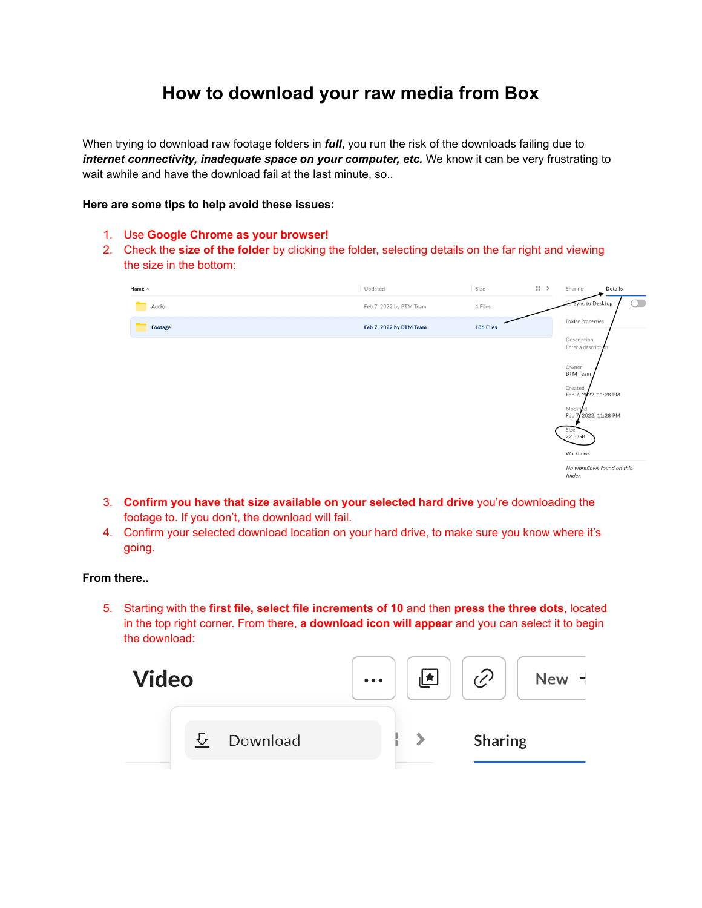# How to download your raw media from Box

When trying to download raw footage folders in ***full***, you run the risk of the downloads failing due to ***internet connectivity, inadequate space on your computer, etc.*** We know it can be very frustrating to wait awhile and have the download fail at the last minute, so..

**Here are some tips to help avoid these issues:**

1. Use **Google Chrome as your browser!**
2. Check the **size of the folder** by clicking the folder, selecting details on the far right and viewing the size in the bottom:
3. **Confirm you have that size available on your selected hard drive** you're downloading the footage to. If you don't, the download will fail.
4. Confirm your selected download location on your hard drive, to make sure you know where it's going.

**From there..**

5. Starting with the **first file, select file increments of 10** and then **press the three dots**, located in the top right corner. From there, **a download icon will appear** and you can select it to begin the download: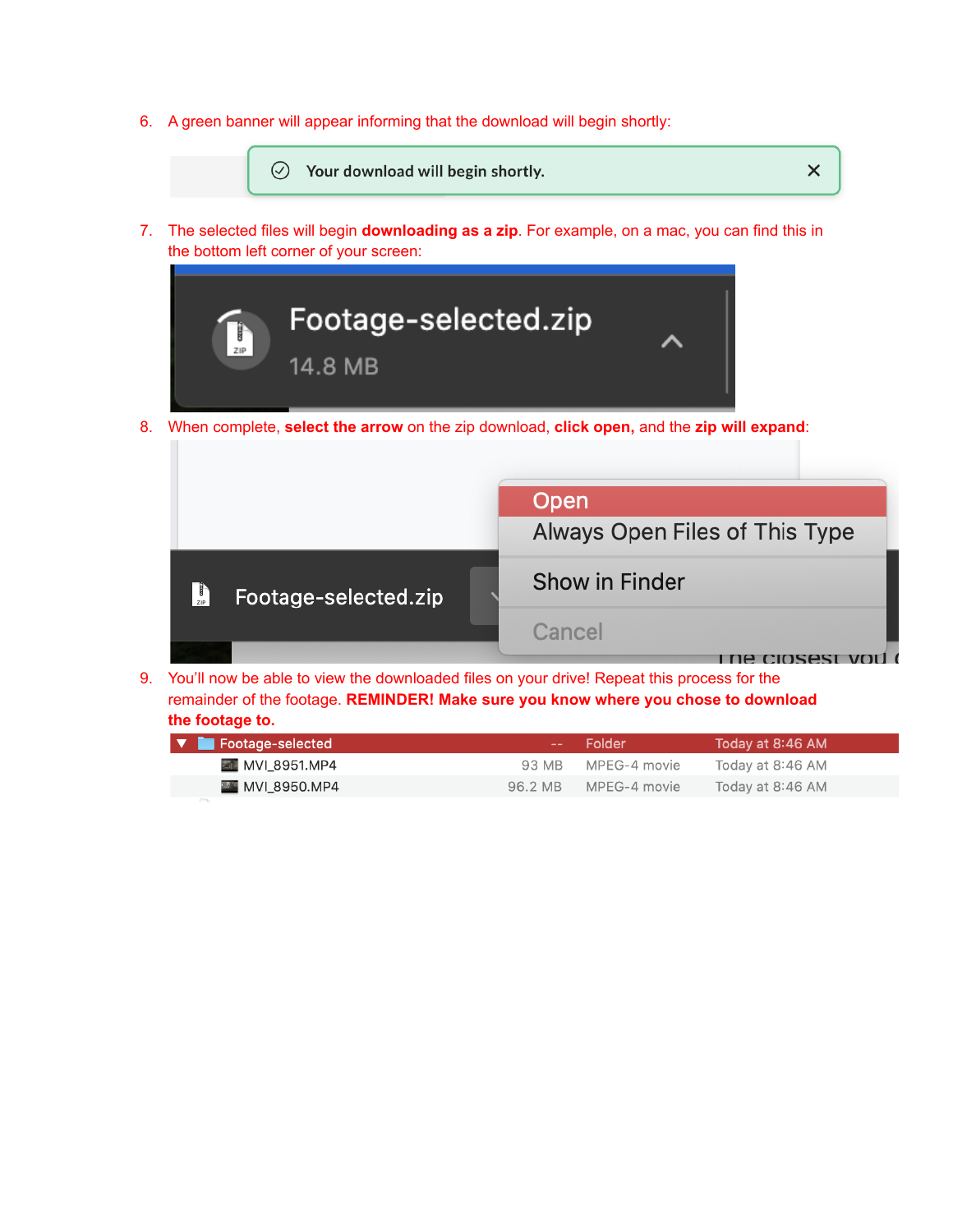6. A green banner will appear informing that the download will begin shortly:

Your download will begin shortly.

7. The selected files will begin **downloading as a zip**. For example, on a mac, you can find this in the bottom left corner of your screen:

Footage-selected.zip
14.8 MB

8. When complete, **select the arrow** on the zip download, **click open,** and the **zip will expand**:

Open
Always Open Files of This Type
Show in Finder
Cancel
Footage-selected.zip

9. You'll now be able to view the downloaded files on your drive! Repeat this process for the remainder of the footage. **REMINDER! Make sure you know where you chose to download the footage to.**

| | | | |
|---|---|---|---|
| Footage-selected | -- | Folder | Today at 8:46 AM |
| MVI_8951.MP4 | 93 MB | MPEG-4 movie | Today at 8:46 AM |
| MVI_8950.MP4 | 96.2 MB | MPEG-4 movie | Today at 8:46 AM |